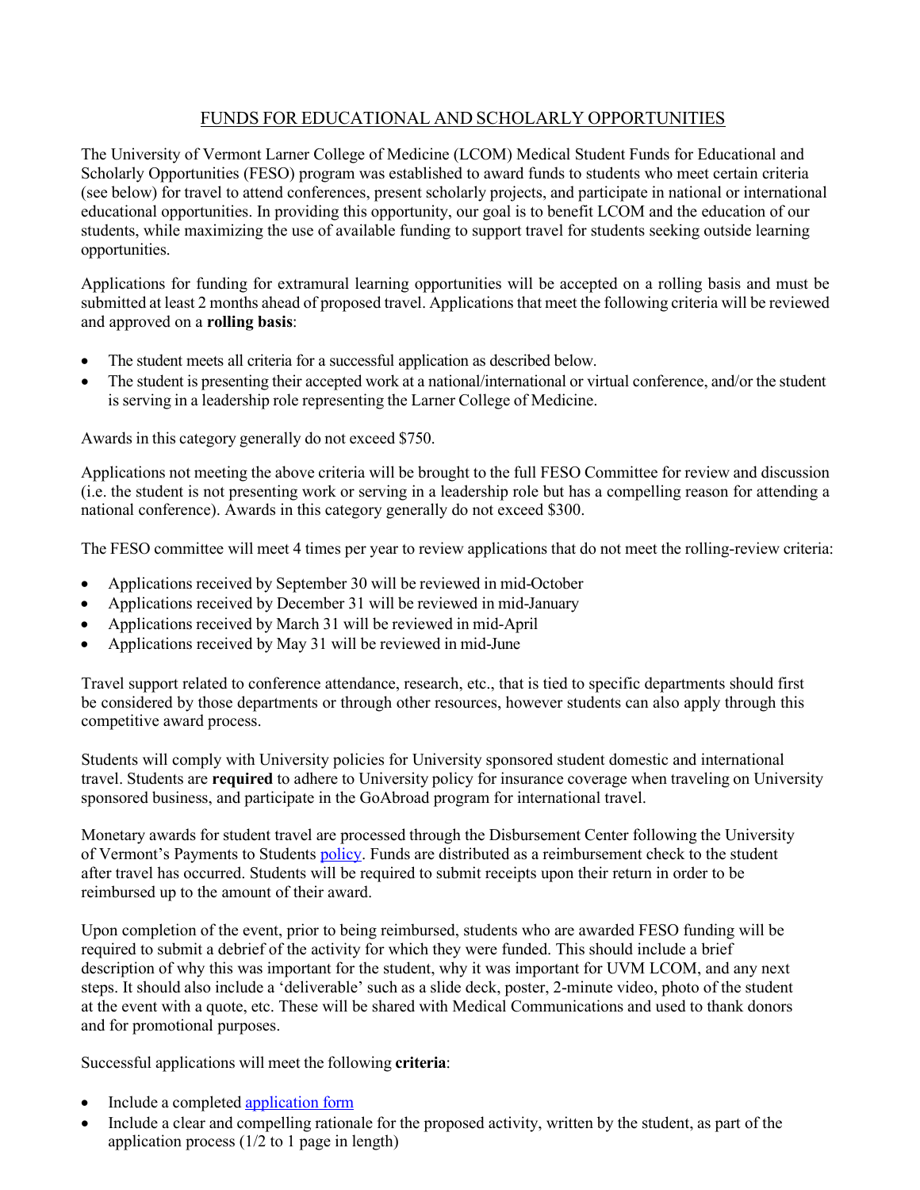# FUNDS FOR EDUCATIONAL AND SCHOLARLY OPPORTUNITIES

The University of Vermont Larner College of Medicine (LCOM) Medical Student Funds for Educational and Scholarly Opportunities (FESO) program was established to award funds to students who meet certain criteria (see below) for travel to attend conferences, present scholarly projects, and participate in national or international educational opportunities. In providing this opportunity, our goal is to benefit LCOM and the education of our students, while maximizing the use of available funding to support travel for students seeking outside learning opportunities.

Applications for funding for extramural learning opportunities will be accepted on a rolling basis and must be submitted at least 2 months ahead of proposed travel. Applications that meet the following criteria will be reviewed and approved on a **rolling basis**:

- The student meets all criteria for a successful application as described below.
- The student is presenting their accepted work at a national/international or virtual conference, and/or the student is serving in a leadership role representing the Larner College of Medicine.

Awards in this category generally do not exceed $750.

Applications not meeting the above criteria will be brought to the full FESO Committee for review and discussion (i.e. the student is not presenting work or serving in a leadership role but has a compelling reason for attending a national conference). Awards in this category generally do not exceed $300.

The FESO committee will meet 4 times per year to review applications that do not meet the rolling-review criteria:

- Applications received by September 30 will be reviewed in mid-October
- Applications received by December 31 will be reviewed in mid-January
- Applications received by March 31 will be reviewed in mid-April
- Applications received by May 31 will be reviewed in mid-June

Travel support related to conference attendance, research, etc., that is tied to specific departments should first be considered by those departments or through other resources, however students can also apply through this competitive award process.

Students will comply with University policies for University sponsored student domestic and international travel. Students are **required** to adhere to University policy for insurance coverage when traveling on University sponsored business, and participate in the GoAbroad program for international travel.

Monetary awards for student travel are processed through the Disbursement Center following the University of Vermont's Payments to Students [policy](). Funds are distributed as a reimbursement check to the student after travel has occurred. Students will be required to submit receipts upon their return in order to be reimbursed up to the amount of their award.

Upon completion of the event, prior to being reimbursed, students who are awarded FESO funding will be required to submit a debrief of the activity for which they were funded. This should include a brief description of why this was important for the student, why it was important for UVM LCOM, and any next steps. It should also include a 'deliverable' such as a slide deck, poster, 2-minute video, photo of the student at the event with a quote, etc. These will be shared with Medical Communications and used to thank donors and for promotional purposes.

Successful applications will meet the following **criteria**:

- Include a completed [application form]()
- Include a clear and compelling rationale for the proposed activity, written by the student, as part of the application process (1/2 to 1 page in length)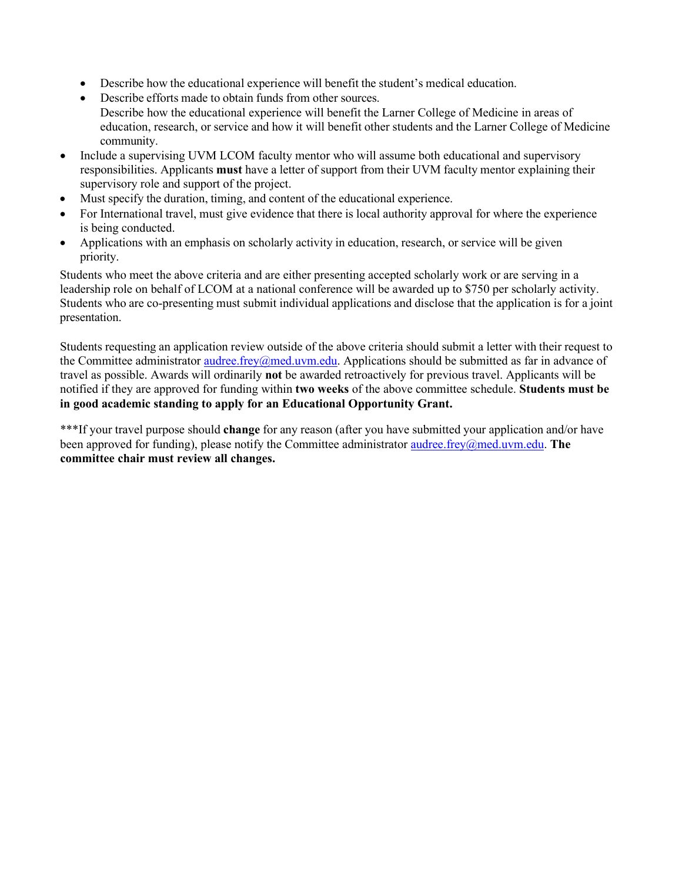- Describe how the educational experience will benefit the student's medical education.
- Describe efforts made to obtain funds from other sources.
  Describe how the educational experience will benefit the Larner College of Medicine in areas of education, research, or service and how it will benefit other students and the Larner College of Medicine community.

- Include a supervising UVM LCOM faculty mentor who will assume both educational and supervisory responsibilities. Applicants **must** have a letter of support from their UVM faculty mentor explaining their supervisory role and support of the project.
- Must specify the duration, timing, and content of the educational experience.
- For International travel, must give evidence that there is local authority approval for where the experience is being conducted.
- Applications with an emphasis on scholarly activity in education, research, or service will be given priority.

Students who meet the above criteria and are either presenting accepted scholarly work or are serving in a leadership role on behalf of LCOM at a national conference will be awarded up to $750 per scholarly activity. Students who are co-presenting must submit individual applications and disclose that the application is for a joint presentation.

Students requesting an application review outside of the above criteria should submit a letter with their request to the Committee administrator audree.frey@med.uvm.edu. Applications should be submitted as far in advance of travel as possible. Awards will ordinarily **not** be awarded retroactively for previous travel. Applicants will be notified if they are approved for funding within **two weeks** of the above committee schedule. **Students must be in good academic standing to apply for an Educational Opportunity Grant.**

***If your travel purpose should **change** for any reason (after you have submitted your application and/or have been approved for funding), please notify the Committee administrator audree.frey@med.uvm.edu. **The committee chair must review all changes.**